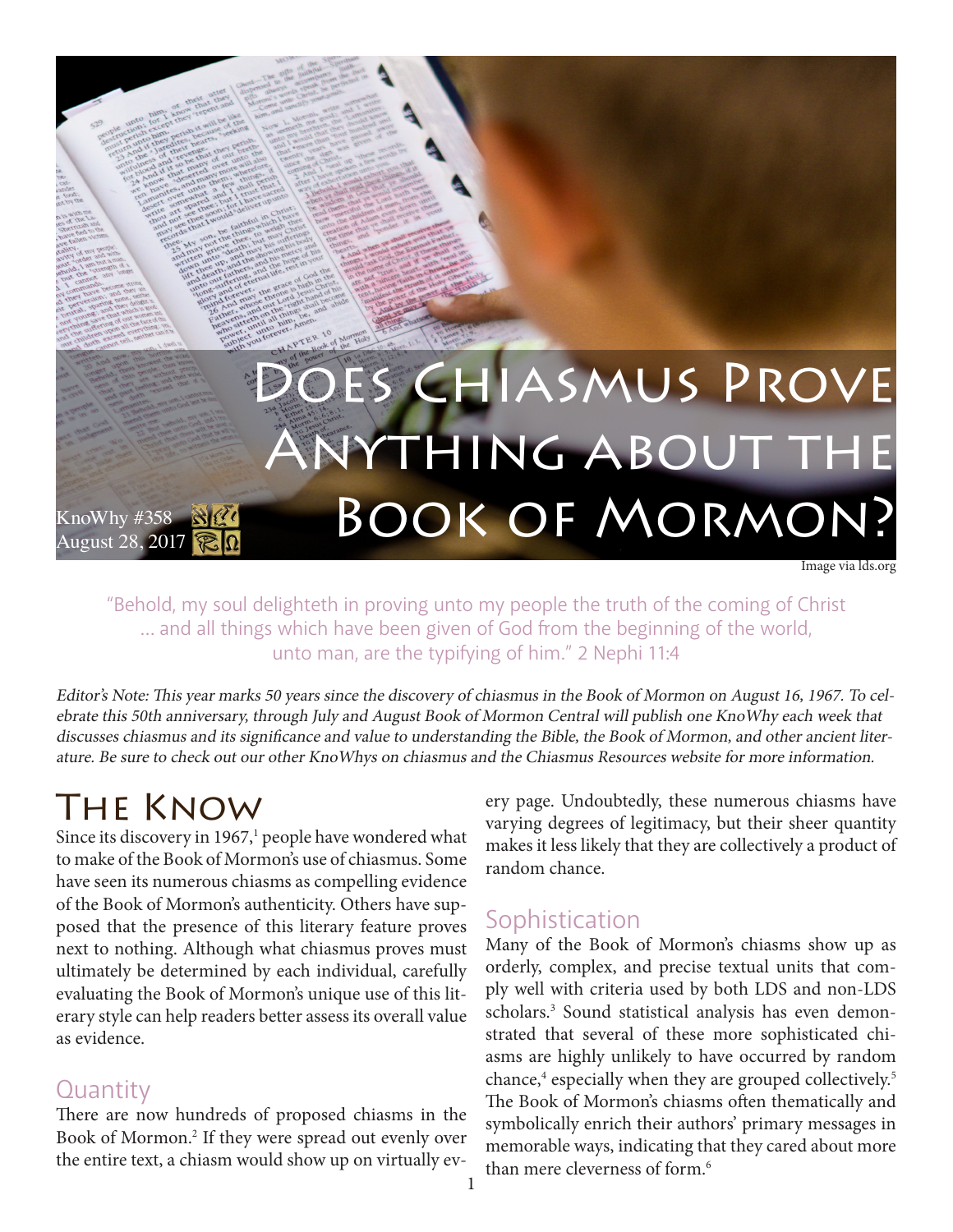# Does Chiasmus Prove Anything about the Book of Mormon?

KnoWhy #358
August 28, 2017

Image via lds.org

"Behold, my soul delighteth in proving unto my people the truth of the coming of Christ ... and all things which have been given of God from the beginning of the world, unto man, are the typifying of him." 2 Nephi 11:4

*Editor's Note: This year marks 50 years since the discovery of chiasmus in the Book of Mormon on August 16, 1967. To celebrate this 50th anniversary, through July and August Book of Mormon Central will publish one KnoWhy each week that discusses chiasmus and its significance and value to understanding the Bible, the Book of Mormon, and other ancient literature. Be sure to check out our other KnoWhys on chiasmus and the Chiasmus Resources website for more information.*

## The Know

Since its discovery in 1967,[1] people have wondered what to make of the Book of Mormon's use of chiasmus. Some have seen its numerous chiasms as compelling evidence of the Book of Mormon's authenticity. Others have supposed that the presence of this literary feature proves next to nothing. Although what chiasmus proves must ultimately be determined by each individual, carefully evaluating the Book of Mormon's unique use of this literary style can help readers better assess its overall value as evidence.

### Quantity

There are now hundreds of proposed chiasms in the Book of Mormon.[2] If they were spread out evenly over the entire text, a chiasm would show up on virtually every page. Undoubtedly, these numerous chiasms have varying degrees of legitimacy, but their sheer quantity makes it less likely that they are collectively a product of random chance.

### Sophistication

Many of the Book of Mormon's chiasms show up as orderly, complex, and precise textual units that comply well with criteria used by both LDS and non-LDS scholars.[3] Sound statistical analysis has even demonstrated that several of these more sophisticated chiasms are highly unlikely to have occurred by random chance,[4] especially when they are grouped collectively.[5] The Book of Mormon's chiasms often thematically and symbolically enrich their authors' primary messages in memorable ways, indicating that they cared about more than mere cleverness of form.[6]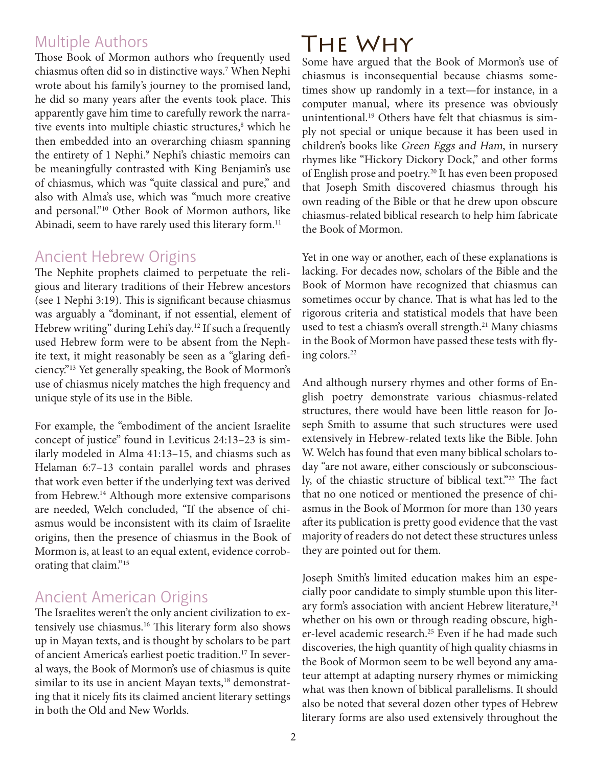## Multiple Authors

Those Book of Mormon authors who frequently used chiasmus often did so in distinctive ways.[7] When Nephi wrote about his family's journey to the promised land, he did so many years after the events took place. This apparently gave him time to carefully rework the narrative events into multiple chiastic structures,[8] which he then embedded into an overarching chiasm spanning the entirety of 1 Nephi.[9] Nephi's chiastic memoirs can be meaningfully contrasted with King Benjamin's use of chiasmus, which was "quite classical and pure," and also with Alma's use, which was "much more creative and personal."[10] Other Book of Mormon authors, like Abinadi, seem to have rarely used this literary form.[11]

## Ancient Hebrew Origins

The Nephite prophets claimed to perpetuate the religious and literary traditions of their Hebrew ancestors (see 1 Nephi 3:19). This is significant because chiasmus was arguably a "dominant, if not essential, element of Hebrew writing" during Lehi's day.[12] If such a frequently used Hebrew form were to be absent from the Nephite text, it might reasonably be seen as a "glaring deficiency."[13] Yet generally speaking, the Book of Mormon's use of chiasmus nicely matches the high frequency and unique style of its use in the Bible.

For example, the "embodiment of the ancient Israelite concept of justice" found in Leviticus 24:13–23 is similarly modeled in Alma 41:13–15, and chiasms such as Helaman 6:7–13 contain parallel words and phrases that work even better if the underlying text was derived from Hebrew.[14] Although more extensive comparisons are needed, Welch concluded, "If the absence of chiasmus would be inconsistent with its claim of Israelite origins, then the presence of chiasmus in the Book of Mormon is, at least to an equal extent, evidence corroborating that claim."[15]

## Ancient American Origins

The Israelites weren't the only ancient civilization to extensively use chiasmus.[16] This literary form also shows up in Mayan texts, and is thought by scholars to be part of ancient America's earliest poetic tradition.[17] In several ways, the Book of Mormon's use of chiasmus is quite similar to its use in ancient Mayan texts,[18] demonstrating that it nicely fits its claimed ancient literary settings in both the Old and New Worlds.

# The Why

Some have argued that the Book of Mormon's use of chiasmus is inconsequential because chiasms sometimes show up randomly in a text—for instance, in a computer manual, where its presence was obviously unintentional.[19] Others have felt that chiasmus is simply not special or unique because it has been used in children's books like *Green Eggs and Ham*, in nursery rhymes like "Hickory Dickory Dock," and other forms of English prose and poetry.[20] It has even been proposed that Joseph Smith discovered chiasmus through his own reading of the Bible or that he drew upon obscure chiasmus-related biblical research to help him fabricate the Book of Mormon.

Yet in one way or another, each of these explanations is lacking. For decades now, scholars of the Bible and the Book of Mormon have recognized that chiasmus can sometimes occur by chance. That is what has led to the rigorous criteria and statistical models that have been used to test a chiasm's overall strength.[21] Many chiasms in the Book of Mormon have passed these tests with flying colors.[22]

And although nursery rhymes and other forms of English poetry demonstrate various chiasmus-related structures, there would have been little reason for Joseph Smith to assume that such structures were used extensively in Hebrew-related texts like the Bible. John W. Welch has found that even many biblical scholars today "are not aware, either consciously or subconsciously, of the chiastic structure of biblical text."[23] The fact that no one noticed or mentioned the presence of chiasmus in the Book of Mormon for more than 130 years after its publication is pretty good evidence that the vast majority of readers do not detect these structures unless they are pointed out for them.

Joseph Smith's limited education makes him an especially poor candidate to simply stumble upon this literary form's association with ancient Hebrew literature,[24] whether on his own or through reading obscure, higher-level academic research.[25] Even if he had made such discoveries, the high quantity of high quality chiasms in the Book of Mormon seem to be well beyond any amateur attempt at adapting nursery rhymes or mimicking what was then known of biblical parallelisms. It should also be noted that several dozen other types of Hebrew literary forms are also used extensively throughout the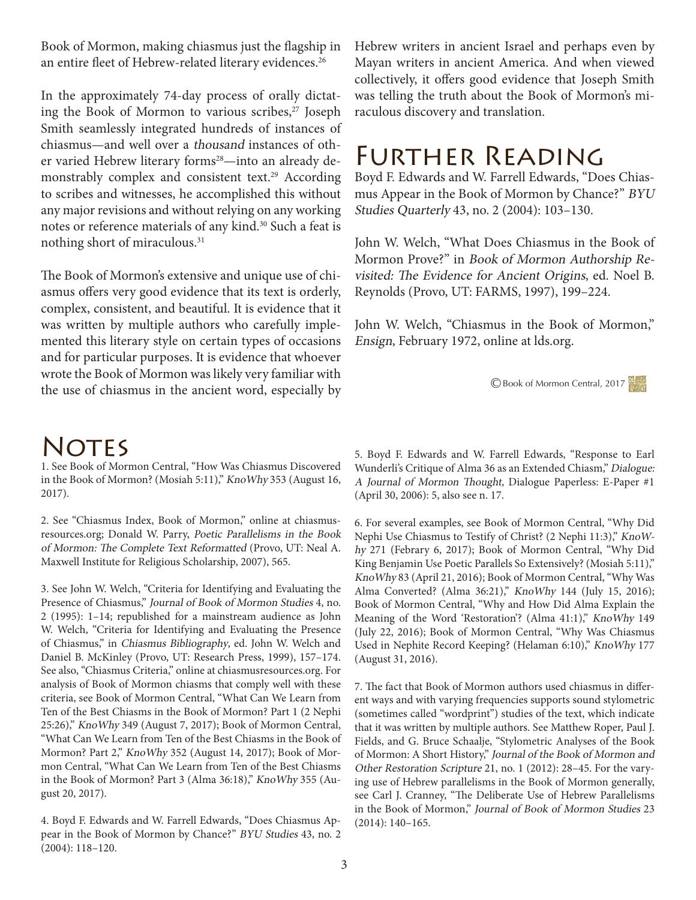Book of Mormon, making chiasmus just the flagship in an entire fleet of Hebrew-related literary evidences.[26]

In the approximately 74-day process of orally dictating the Book of Mormon to various scribes,[27] Joseph Smith seamlessly integrated hundreds of instances of chiasmus—and well over a *thousand* instances of other varied Hebrew literary forms[28]—into an already demonstrably complex and consistent text.[29] According to scribes and witnesses, he accomplished this without any major revisions and without relying on any working notes or reference materials of any kind.[30] Such a feat is nothing short of miraculous.[31]

The Book of Mormon's extensive and unique use of chiasmus offers very good evidence that its text is orderly, complex, consistent, and beautiful. It is evidence that it was written by multiple authors who carefully implemented this literary style on certain types of occasions and for particular purposes. It is evidence that whoever wrote the Book of Mormon was likely very familiar with the use of chiasmus in the ancient word, especially by Hebrew writers in ancient Israel and perhaps even by Mayan writers in ancient America. And when viewed collectively, it offers good evidence that Joseph Smith was telling the truth about the Book of Mormon's miraculous discovery and translation.

# Further Reading

Boyd F. Edwards and W. Farrell Edwards, "Does Chiasmus Appear in the Book of Mormon by Chance?" *BYU Studies Quarterly* 43, no. 2 (2004): 103–130.

John W. Welch, "What Does Chiasmus in the Book of Mormon Prove?" in *Book of Mormon Authorship Revisited: The Evidence for Ancient Origins*, ed. Noel B. Reynolds (Provo, UT: FARMS, 1997), 199–224.

John W. Welch, "Chiasmus in the Book of Mormon," *Ensign*, February 1972, online at lds.org.

© Book of Mormon Central, 2017

# Notes

1. See Book of Mormon Central, "How Was Chiasmus Discovered in the Book of Mormon? (Mosiah 5:11)," *KnoWhy* 353 (August 16, 2017).

2. See "Chiasmus Index, Book of Mormon," online at chiasmusresources.org; Donald W. Parry, *Poetic Parallelisms in the Book of Mormon: The Complete Text Reformatted* (Provo, UT: Neal A. Maxwell Institute for Religious Scholarship, 2007), 565.

3. See John W. Welch, "Criteria for Identifying and Evaluating the Presence of Chiasmus," *Journal of Book of Mormon Studies* 4, no. 2 (1995): 1–14; republished for a mainstream audience as John W. Welch, "Criteria for Identifying and Evaluating the Presence of Chiasmus," in *Chiasmus Bibliography*, ed. John W. Welch and Daniel B. McKinley (Provo, UT: Research Press, 1999), 157–174. See also, "Chiasmus Criteria," online at chiasmusresources.org. For analysis of Book of Mormon chiasms that comply well with these criteria, see Book of Mormon Central, "What Can We Learn from Ten of the Best Chiasms in the Book of Mormon? Part 1 (2 Nephi 25:26)," *KnoWhy* 349 (August 7, 2017); Book of Mormon Central, "What Can We Learn from Ten of the Best Chiasms in the Book of Mormon? Part 2," *KnoWhy* 352 (August 14, 2017); Book of Mormon Central, "What Can We Learn from Ten of the Best Chiasms in the Book of Mormon? Part 3 (Alma 36:18)," *KnoWhy* 355 (August 20, 2017).

4. Boyd F. Edwards and W. Farrell Edwards, "Does Chiasmus Appear in the Book of Mormon by Chance?" *BYU Studies* 43, no. 2 (2004): 118–120.

5. Boyd F. Edwards and W. Farrell Edwards, "Response to Earl Wunderli's Critique of Alma 36 as an Extended Chiasm," *Dialogue: A Journal of Mormon Thought,* Dialogue Paperless: E-Paper #1 (April 30, 2006): 5, also see n. 17.

6. For several examples, see Book of Mormon Central, "Why Did Nephi Use Chiasmus to Testify of Christ? (2 Nephi 11:3)," *KnoWhy* 271 (Febrary 6, 2017); Book of Mormon Central, "Why Did King Benjamin Use Poetic Parallels So Extensively? (Mosiah 5:11)," *KnoWhy* 83 (April 21, 2016); Book of Mormon Central, "Why Was Alma Converted? (Alma 36:21)," *KnoWhy* 144 (July 15, 2016); Book of Mormon Central, "Why and How Did Alma Explain the Meaning of the Word 'Restoration'? (Alma 41:1)," *KnoWhy* 149 (July 22, 2016); Book of Mormon Central, "Why Was Chiasmus Used in Nephite Record Keeping? (Helaman 6:10)," *KnoWhy* 177 (August 31, 2016).

7. The fact that Book of Mormon authors used chiasmus in different ways and with varying frequencies supports sound stylometric (sometimes called "wordprint") studies of the text, which indicate that it was written by multiple authors. See Matthew Roper, Paul J. Fields, and G. Bruce Schaalje, "Stylometric Analyses of the Book of Mormon: A Short History," *Journal of the Book of Mormon and Other Restoration Scripture* 21, no. 1 (2012): 28–45. For the varying use of Hebrew parallelisms in the Book of Mormon generally, see Carl J. Cranney, "The Deliberate Use of Hebrew Parallelisms in the Book of Mormon," *Journal of Book of Mormon Studies* 23 (2014): 140–165.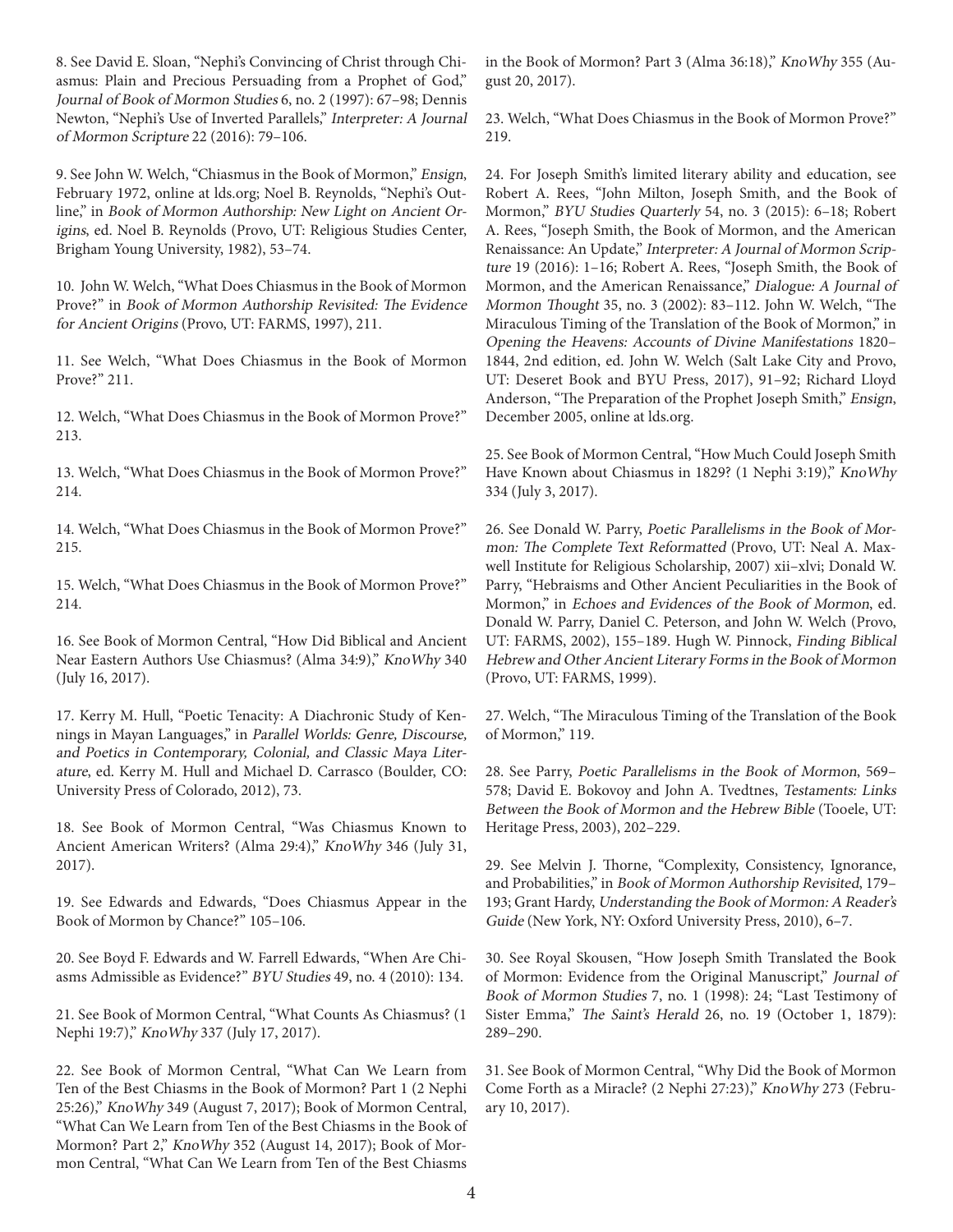8. See David E. Sloan, "Nephi's Convincing of Christ through Chiasmus: Plain and Precious Persuading from a Prophet of God," *Journal of Book of Mormon Studies* 6, no. 2 (1997): 67–98; Dennis Newton, "Nephi's Use of Inverted Parallels," *Interpreter: A Journal of Mormon Scripture* 22 (2016): 79–106.

9. See John W. Welch, "Chiasmus in the Book of Mormon," *Ensign*, February 1972, online at lds.org; Noel B. Reynolds, "Nephi's Outline," in *Book of Mormon Authorship: New Light on Ancient Origins*, ed. Noel B. Reynolds (Provo, UT: Religious Studies Center, Brigham Young University, 1982), 53–74.

10. John W. Welch, "What Does Chiasmus in the Book of Mormon Prove?" in *Book of Mormon Authorship Revisited: The Evidence for Ancient Origins* (Provo, UT: FARMS, 1997), 211.

11. See Welch, "What Does Chiasmus in the Book of Mormon Prove?" 211.

12. Welch, "What Does Chiasmus in the Book of Mormon Prove?" 213.

13. Welch, "What Does Chiasmus in the Book of Mormon Prove?" 214.

14. Welch, "What Does Chiasmus in the Book of Mormon Prove?" 215.

15. Welch, "What Does Chiasmus in the Book of Mormon Prove?" 214.

16. See Book of Mormon Central, "How Did Biblical and Ancient Near Eastern Authors Use Chiasmus? (Alma 34:9)," *KnoWhy* 340 (July 16, 2017).

17. Kerry M. Hull, "Poetic Tenacity: A Diachronic Study of Kennings in Mayan Languages," in *Parallel Worlds: Genre, Discourse, and Poetics in Contemporary, Colonial, and Classic Maya Literature*, ed. Kerry M. Hull and Michael D. Carrasco (Boulder, CO: University Press of Colorado, 2012), 73.

18. See Book of Mormon Central, "Was Chiasmus Known to Ancient American Writers? (Alma 29:4)," *KnoWhy* 346 (July 31, 2017).

19. See Edwards and Edwards, "Does Chiasmus Appear in the Book of Mormon by Chance?" 105–106.

20. See Boyd F. Edwards and W. Farrell Edwards, "When Are Chiasms Admissible as Evidence?" *BYU Studies* 49, no. 4 (2010): 134.

21. See Book of Mormon Central, "What Counts As Chiasmus? (1 Nephi 19:7)," *KnoWhy* 337 (July 17, 2017).

22. See Book of Mormon Central, "What Can We Learn from Ten of the Best Chiasms in the Book of Mormon? Part 1 (2 Nephi 25:26)," *KnoWhy* 349 (August 7, 2017); Book of Mormon Central, "What Can We Learn from Ten of the Best Chiasms in the Book of Mormon? Part 2," *KnoWhy* 352 (August 14, 2017); Book of Mormon Central, "What Can We Learn from Ten of the Best Chiasms in the Book of Mormon? Part 3 (Alma 36:18)," *KnoWhy* 355 (August 20, 2017).

23. Welch, "What Does Chiasmus in the Book of Mormon Prove?" 219.

24. For Joseph Smith's limited literary ability and education, see Robert A. Rees, "John Milton, Joseph Smith, and the Book of Mormon," *BYU Studies Quarterly* 54, no. 3 (2015): 6–18; Robert A. Rees, "Joseph Smith, the Book of Mormon, and the American Renaissance: An Update," *Interpreter: A Journal of Mormon Scripture* 19 (2016): 1–16; Robert A. Rees, "Joseph Smith, the Book of Mormon, and the American Renaissance," *Dialogue: A Journal of Mormon Thought* 35, no. 3 (2002): 83–112. John W. Welch, "The Miraculous Timing of the Translation of the Book of Mormon," in *Opening the Heavens: Accounts of Divine Manifestations* 1820–1844, 2nd edition, ed. John W. Welch (Salt Lake City and Provo, UT: Deseret Book and BYU Press, 2017), 91–92; Richard Lloyd Anderson, "The Preparation of the Prophet Joseph Smith," *Ensign*, December 2005, online at lds.org.

25. See Book of Mormon Central, "How Much Could Joseph Smith Have Known about Chiasmus in 1829? (1 Nephi 3:19)," *KnoWhy* 334 (July 3, 2017).

26. See Donald W. Parry, *Poetic Parallelisms in the Book of Mormon: The Complete Text Reformatted* (Provo, UT: Neal A. Maxwell Institute for Religious Scholarship, 2007) xii–xlvi; Donald W. Parry, "Hebraisms and Other Ancient Peculiarities in the Book of Mormon," in *Echoes and Evidences of the Book of Mormon*, ed. Donald W. Parry, Daniel C. Peterson, and John W. Welch (Provo, UT: FARMS, 2002), 155–189. Hugh W. Pinnock, *Finding Biblical Hebrew and Other Ancient Literary Forms in the Book of Mormon* (Provo, UT: FARMS, 1999).

27. Welch, "The Miraculous Timing of the Translation of the Book of Mormon," 119.

28. See Parry, *Poetic Parallelisms in the Book of Mormon*, 569–578; David E. Bokovoy and John A. Tvedtnes, *Testaments: Links Between the Book of Mormon and the Hebrew Bible* (Tooele, UT: Heritage Press, 2003), 202–229.

29. See Melvin J. Thorne, "Complexity, Consistency, Ignorance, and Probabilities," in *Book of Mormon Authorship Revisited*, 179–193; Grant Hardy, *Understanding the Book of Mormon: A Reader's Guide* (New York, NY: Oxford University Press, 2010), 6–7.

30. See Royal Skousen, "How Joseph Smith Translated the Book of Mormon: Evidence from the Original Manuscript," *Journal of Book of Mormon Studies* 7, no. 1 (1998): 24; "Last Testimony of Sister Emma," *The Saint's Herald* 26, no. 19 (October 1, 1879): 289–290.

31. See Book of Mormon Central, "Why Did the Book of Mormon Come Forth as a Miracle? (2 Nephi 27:23)," *KnoWhy* 273 (February 10, 2017).